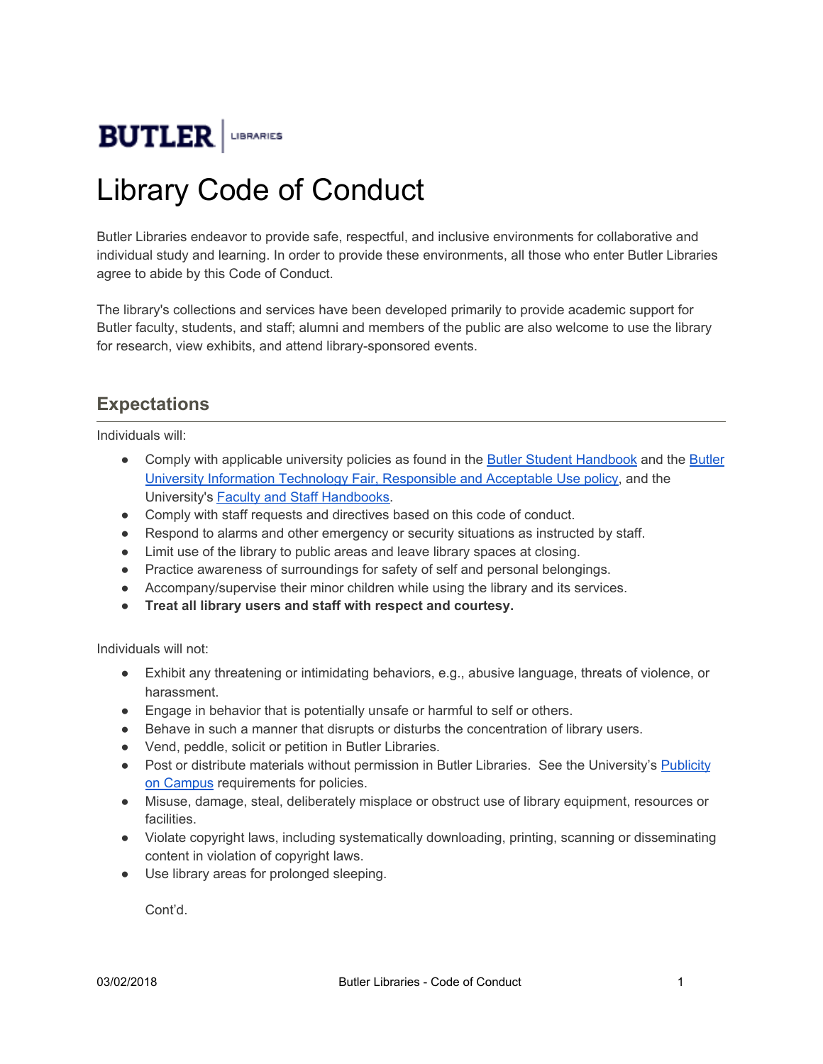BUTLER | LIBRARIES

# Library Code of Conduct

Butler Libraries endeavor to provide safe, respectful, and inclusive environments for collaborative and individual study and learning. In order to provide these environments, all those who enter Butler Libraries agree to abide by this Code of Conduct.

The library's collections and services have been developed primarily to provide academic support for Butler faculty, students, and staff; alumni and members of the public are also welcome to use the library for research, view exhibits, and attend library-sponsored events.

## Expectations

Individuals will:

- Comply with applicable university policies as found in the Butler Student Handbook and the Butler University Information Technology Fair, Responsible and Acceptable Use policy, and the University's Faculty and Staff Handbooks.
- Comply with staff requests and directives based on this code of conduct.
- Respond to alarms and other emergency or security situations as instructed by staff.
- Limit use of the library to public areas and leave library spaces at closing.
- Practice awareness of surroundings for safety of self and personal belongings.
- Accompany/supervise their minor children while using the library and its services.
- **Treat all library users and staff with respect and courtesy.**

Individuals will not:

- Exhibit any threatening or intimidating behaviors, e.g., abusive language, threats of violence, or harassment.
- Engage in behavior that is potentially unsafe or harmful to self or others.
- Behave in such a manner that disrupts or disturbs the concentration of library users.
- Vend, peddle, solicit or petition in Butler Libraries.
- Post or distribute materials without permission in Butler Libraries. See the University's Publicity on Campus requirements for policies.
- Misuse, damage, steal, deliberately misplace or obstruct use of library equipment, resources or facilities.
- Violate copyright laws, including systematically downloading, printing, scanning or disseminating content in violation of copyright laws.
- Use library areas for prolonged sleeping.

Cont'd.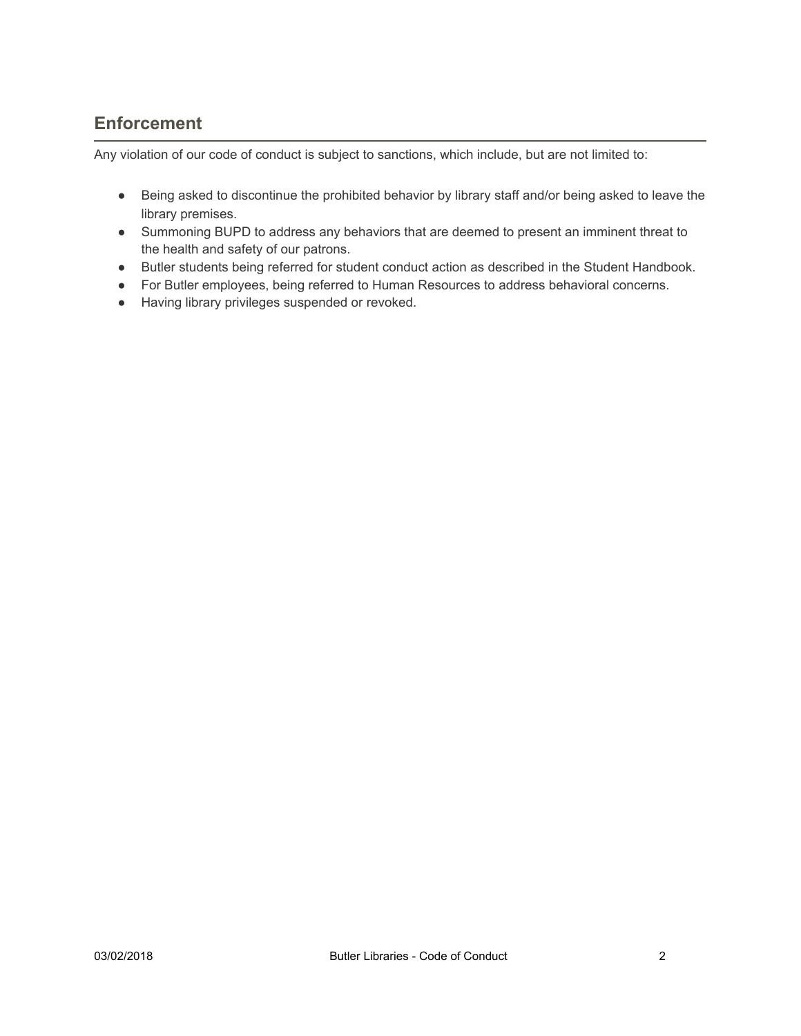## Enforcement

Any violation of our code of conduct is subject to sanctions, which include, but are not limited to:

- Being asked to discontinue the prohibited behavior by library staff and/or being asked to leave the library premises.
- Summoning BUPD to address any behaviors that are deemed to present an imminent threat to the health and safety of our patrons.
- Butler students being referred for student conduct action as described in the Student Handbook.
- For Butler employees, being referred to Human Resources to address behavioral concerns.
- Having library privileges suspended or revoked.